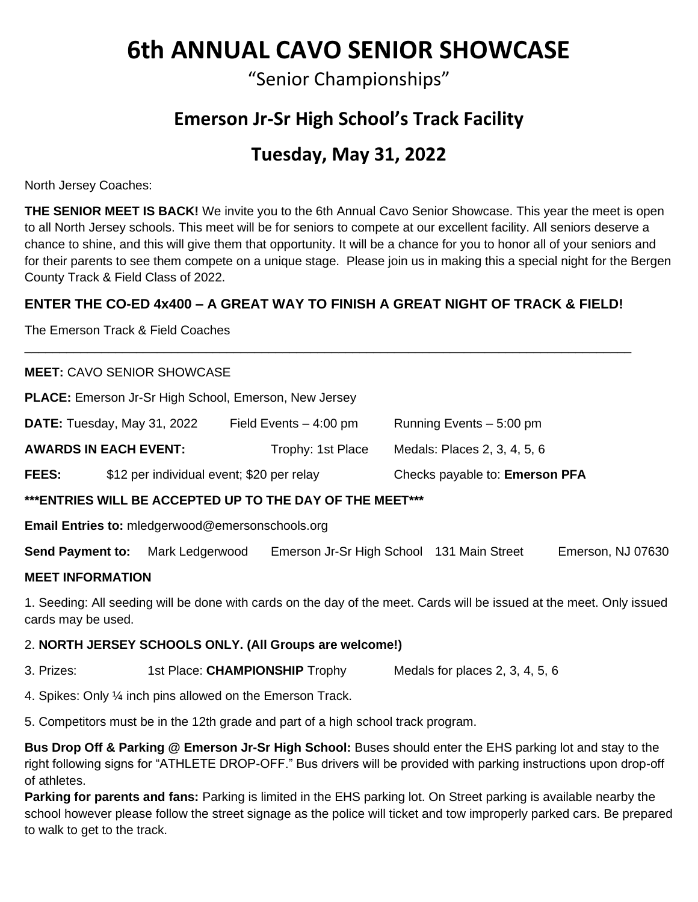# 6th ANNUAL CAVO SENIOR SHOWCASE

"Senior Championships"

## Emerson Jr-Sr High School's Track Facility

## Tuesday, May 31, 2022

North Jersey Coaches:

**THE SENIOR MEET IS BACK!** We invite you to the 6th Annual Cavo Senior Showcase. This year the meet is open to all North Jersey schools. This meet will be for seniors to compete at our excellent facility. All seniors deserve a chance to shine, and this will give them that opportunity. It will be a chance for you to honor all of your seniors and for their parents to see them compete on a unique stage. Please join us in making this a special night for the Bergen County Track & Field Class of 2022.

**ENTER THE CO-ED 4x400 – A GREAT WAY TO FINISH A GREAT NIGHT OF TRACK & FIELD!**

The Emerson Track & Field Coaches

---

**MEET:** CAVO SENIOR SHOWCASE

**PLACE:** Emerson Jr-Sr High School, Emerson, New Jersey

**DATE:** Tuesday, May 31, 2022 Field Events – 4:00 pm Running Events – 5:00 pm

**AWARDS IN EACH EVENT:** Trophy: 1st Place Medals: Places 2, 3, 4, 5, 6

**FEES:** $12 per individual event; $20 per relay Checks payable to: **Emerson PFA**

**\*\*\*ENTRIES WILL BE ACCEPTED UP TO THE DAY OF THE MEET\*\*\***

**Email Entries to:** mledgerwood@emersonschools.org

**Send Payment to:** Mark Ledgerwood Emerson Jr-Sr High School 131 Main Street Emerson, NJ 07630

**MEET INFORMATION**

1. Seeding: All seeding will be done with cards on the day of the meet. Cards will be issued at the meet. Only issued cards may be used.

2. **NORTH JERSEY SCHOOLS ONLY. (All Groups are welcome!)**

3. Prizes: 1st Place: **CHAMPIONSHIP** Trophy Medals for places 2, 3, 4, 5, 6

4. Spikes: Only ¼ inch pins allowed on the Emerson Track.

5. Competitors must be in the 12th grade and part of a high school track program.

**Bus Drop Off & Parking @ Emerson Jr-Sr High School:** Buses should enter the EHS parking lot and stay to the right following signs for "ATHLETE DROP-OFF." Bus drivers will be provided with parking instructions upon drop-off of athletes.

**Parking for parents and fans:** Parking is limited in the EHS parking lot. On Street parking is available nearby the school however please follow the street signage as the police will ticket and tow improperly parked cars. Be prepared to walk to get to the track.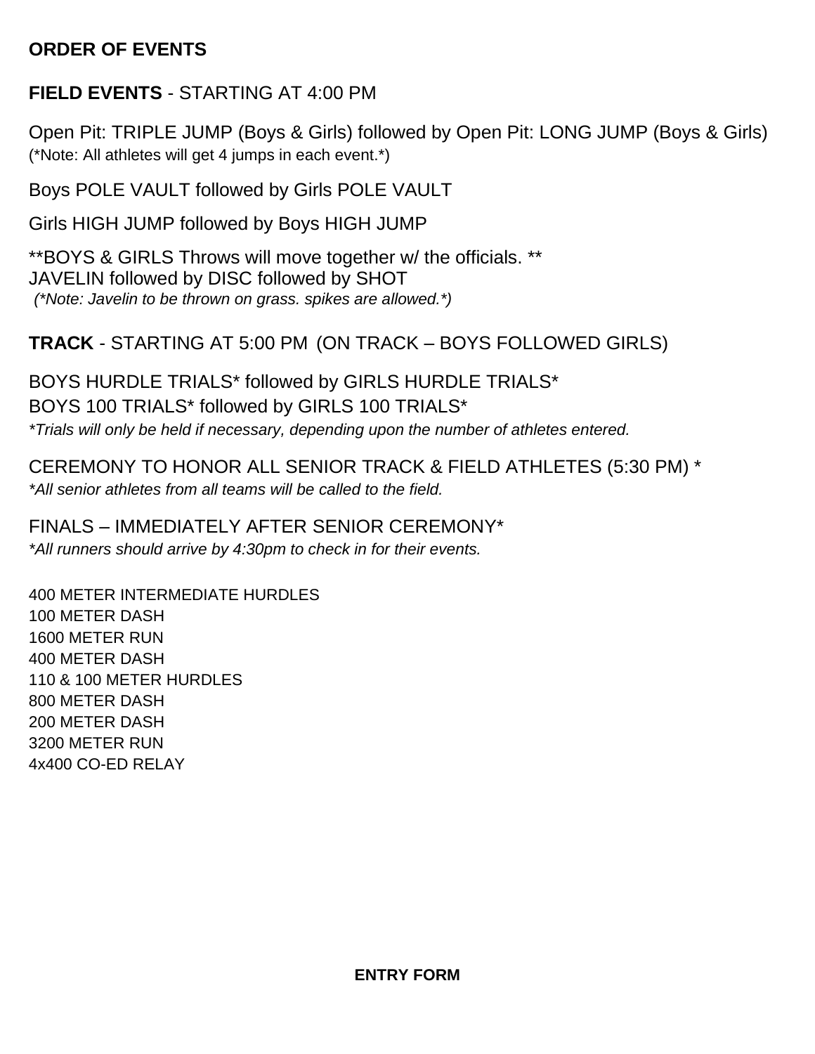## ORDER OF EVENTS

**FIELD EVENTS** - STARTING AT 4:00 PM

Open Pit: TRIPLE JUMP (Boys & Girls) followed by Open Pit: LONG JUMP (Boys & Girls)
(*Note: All athletes will get 4 jumps in each event.*)

Boys POLE VAULT followed by Girls POLE VAULT

Girls HIGH JUMP followed by Boys HIGH JUMP

**BOYS & GIRLS Throws will move together w/ the officials. **
JAVELIN followed by DISC followed by SHOT
*(*Note: Javelin to be thrown on grass. spikes are allowed.*)*

**TRACK** - STARTING AT 5:00 PM (ON TRACK – BOYS FOLLOWED GIRLS)

BOYS HURDLE TRIALS* followed by GIRLS HURDLE TRIALS*
BOYS 100 TRIALS* followed by GIRLS 100 TRIALS*
*\*Trials will only be held if necessary, depending upon the number of athletes entered.*

CEREMONY TO HONOR ALL SENIOR TRACK & FIELD ATHLETES (5:30 PM) *
*\*All senior athletes from all teams will be called to the field.*

FINALS – IMMEDIATELY AFTER SENIOR CEREMONY*
*\*All runners should arrive by 4:30pm to check in for their events.*

400 METER INTERMEDIATE HURDLES
100 METER DASH
1600 METER RUN
400 METER DASH
110 & 100 METER HURDLES
800 METER DASH
200 METER DASH
3200 METER RUN
4x400 CO-ED RELAY

**ENTRY FORM**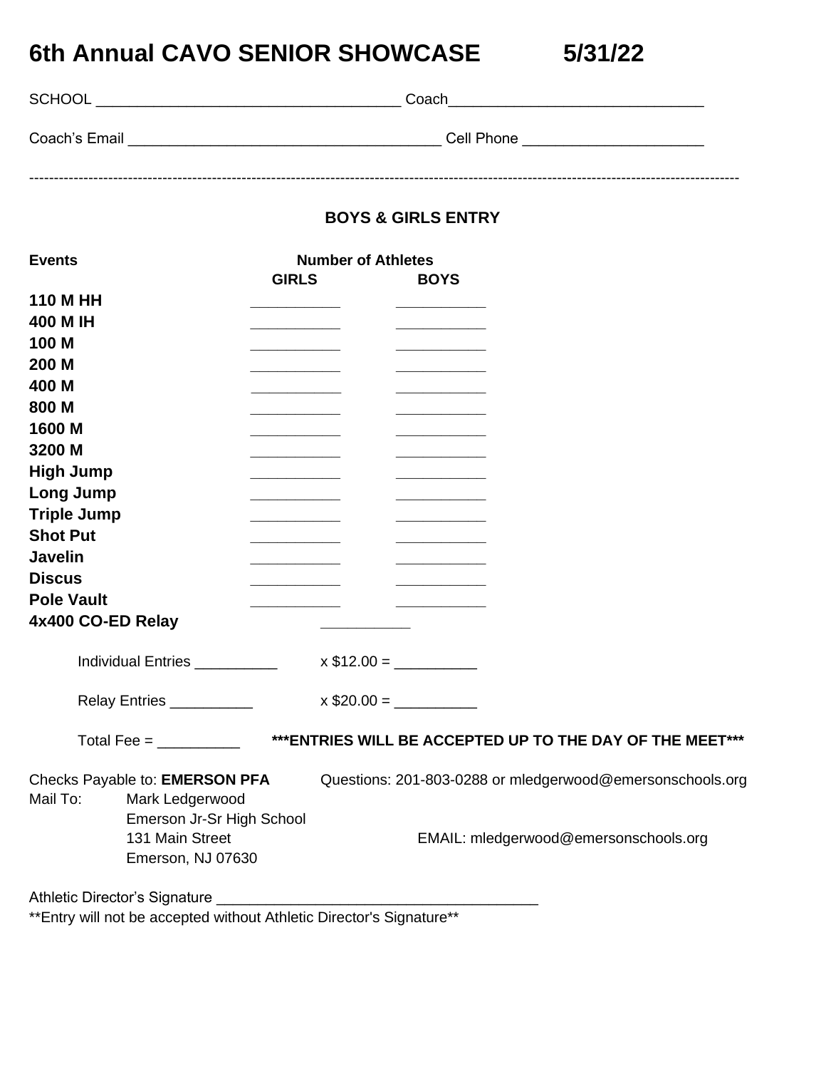# 6th Annual CAVO SENIOR SHOWCASE 5/31/22

SCHOOL ____________________________________ Coach______________________________

Coach's Email _____________________________________ Cell Phone _____________________

---

## BOYS & GIRLS ENTRY

| Events | Number of Athletes GIRLS | BOYS |
|---|---|---|
| **110 M HH** | __________ | __________ |
| **400 M IH** | __________ | __________ |
| **100 M** | __________ | __________ |
| **200 M** | __________ | __________ |
| **400 M** | __________ | __________ |
| **800 M** | __________ | __________ |
| **1600 M** | __________ | __________ |
| **3200 M** | __________ | __________ |
| **High Jump** | __________ | __________ |
| **Long Jump** | __________ | __________ |
| **Triple Jump** | __________ | __________ |
| **Shot Put** | __________ | __________ |
| **Javelin** | __________ | __________ |
| **Discus** | __________ | __________ |
| **Pole Vault** | __________ | __________ |
| **4x400 CO-ED Relay** | __________ | |

Individual Entries __________ x $12.00 = __________

Relay Entries __________ x $20.00 = __________

Total Fee = __________ **\*\*\*ENTRIES WILL BE ACCEPTED UP TO THE DAY OF THE MEET\*\*\***

Checks Payable to: **EMERSON PFA**

Questions: 201-803-0288 or mledgerwood@emersonschools.org

Mail To: Mark Ledgerwood
Emerson Jr-Sr High School
131 Main Street
Emerson, NJ 07630

EMAIL: mledgerwood@emersonschools.org

Athletic Director's Signature ______________________________________

\*\*Entry will not be accepted without Athletic Director's Signature\*\*